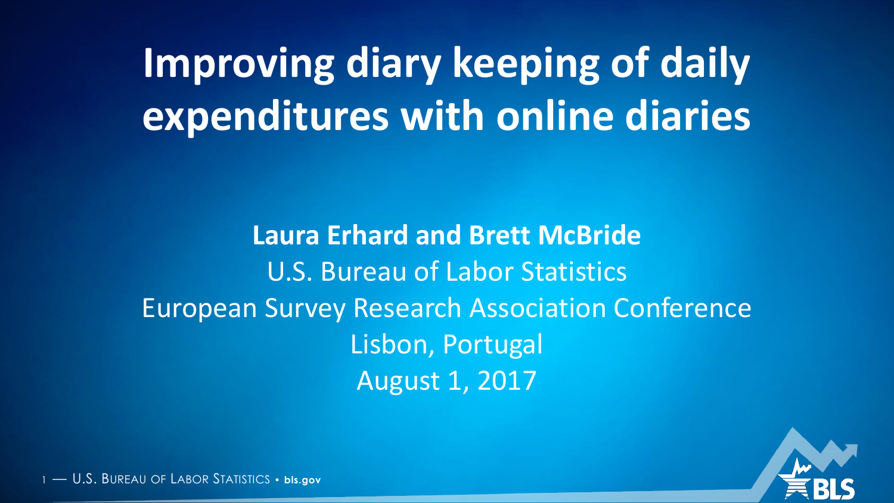# Improving diary keeping of daily expenditures with online diaries

**Laura Erhard and Brett McBride**

U.S. Bureau of Labor Statistics

European Survey Research Association Conference

Lisbon, Portugal

August 1, 2017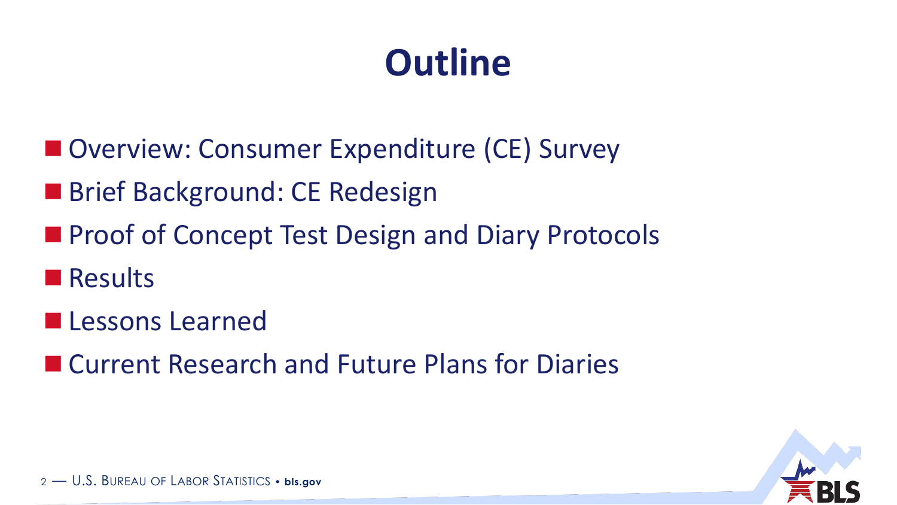# Outline

- Overview: Consumer Expenditure (CE) Survey
- Brief Background: CE Redesign
- Proof of Concept Test Design and Diary Protocols
- Results
- Lessons Learned
- Current Research and Future Plans for Diaries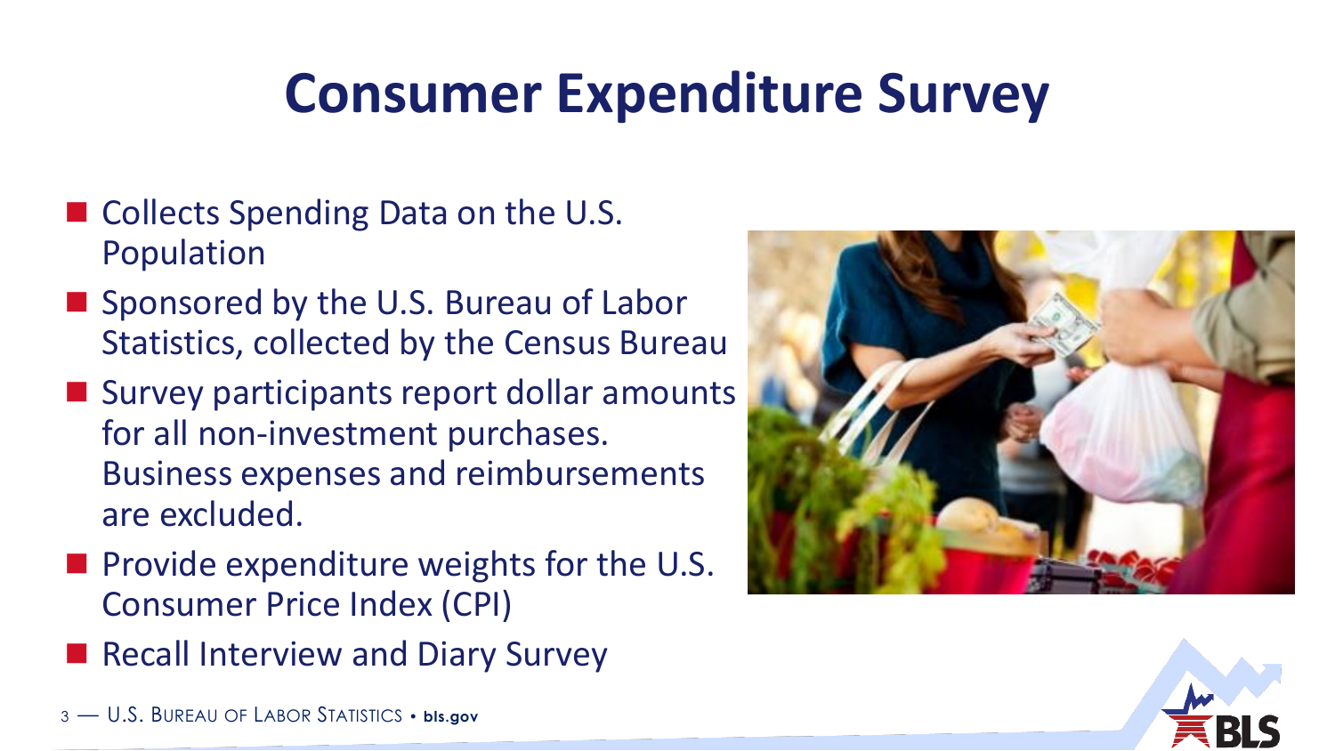# Consumer Expenditure Survey

- Collects Spending Data on the U.S. Population
- Sponsored by the U.S. Bureau of Labor Statistics, collected by the Census Bureau
- Survey participants report dollar amounts for all non-investment purchases. Business expenses and reimbursements are excluded.
- Provide expenditure weights for the U.S. Consumer Price Index (CPI)
- Recall Interview and Diary Survey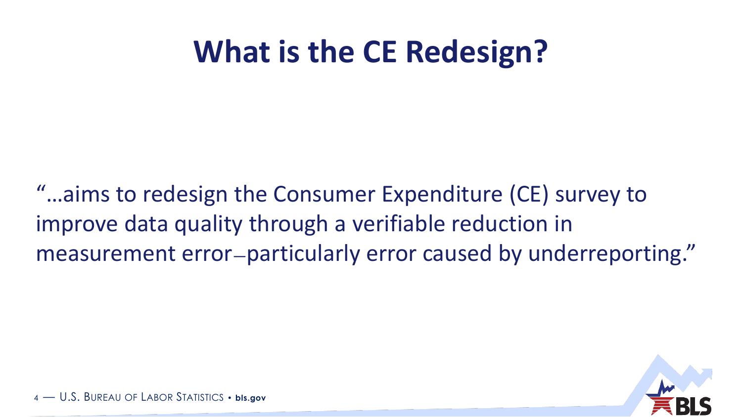# What is the CE Redesign?

"…aims to redesign the Consumer Expenditure (CE) survey to improve data quality through a verifiable reduction in measurement error–particularly error caused by underreporting."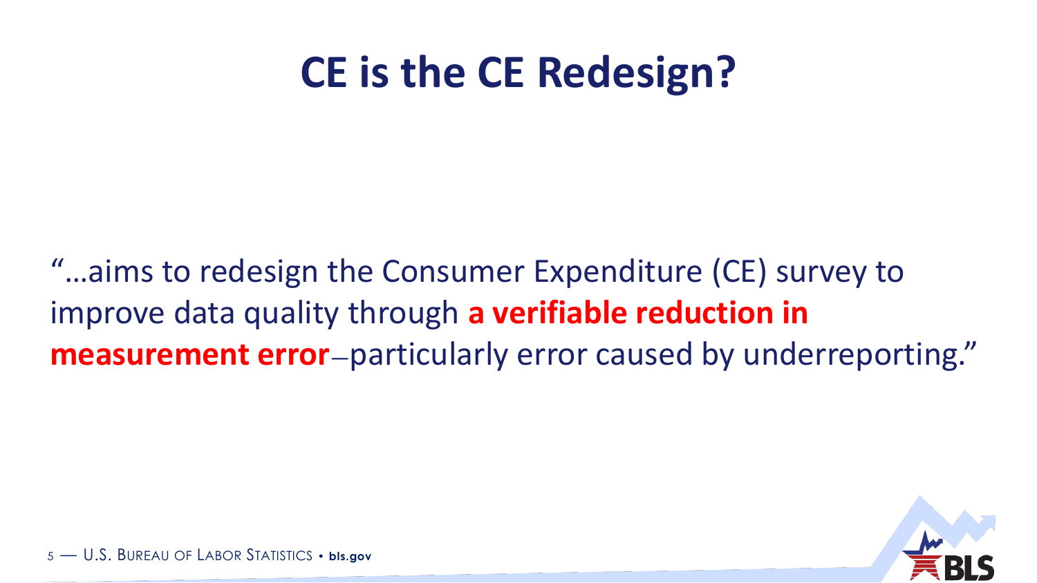# CE is the CE Redesign?

"…aims to redesign the Consumer Expenditure (CE) survey to improve data quality through **a verifiable reduction in measurement error**–particularly error caused by underreporting."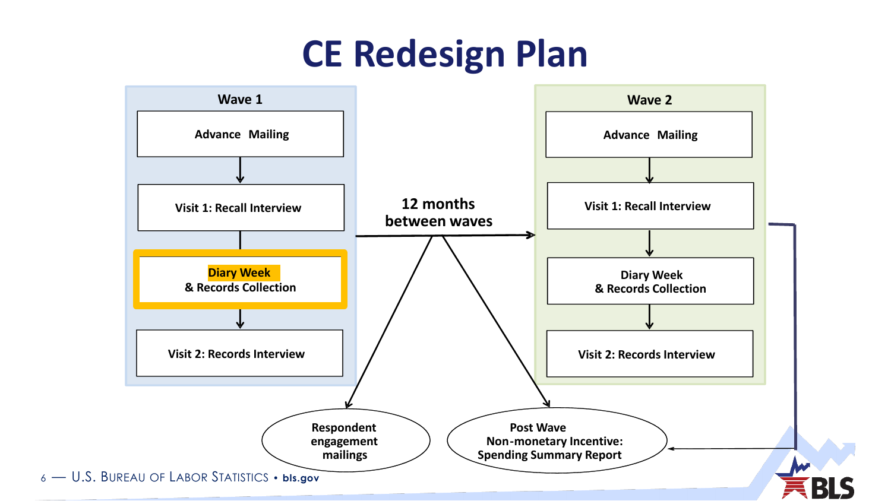# CE Redesign Plan

**Wave 1**

- Advance Mailing
- Visit 1: Recall Interview
- Diary Week & Records Collection
- Visit 2: Records Interview

**12 months between waves**

**Wave 2**

- Advance Mailing
- Visit 1: Recall Interview
- Diary Week & Records Collection
- Visit 2: Records Interview

Respondent engagement mailings

Post Wave Non-monetary Incentive: Spending Summary Report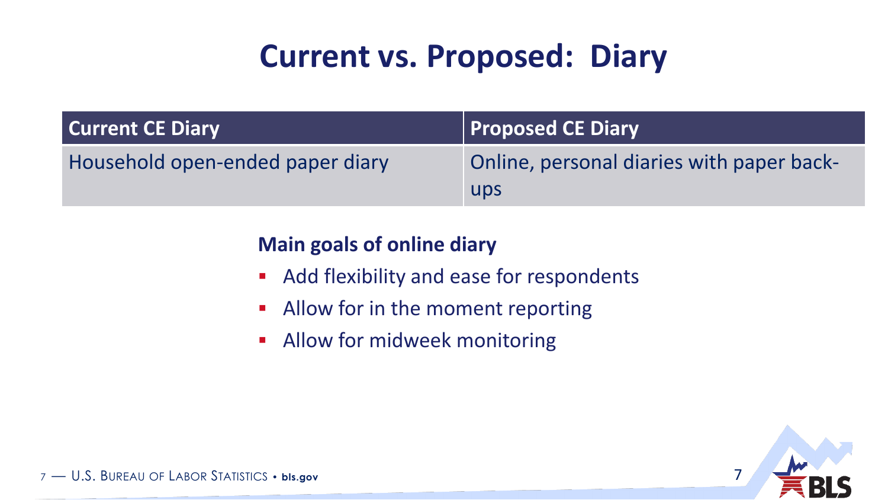# Current vs. Proposed: Diary

| Current CE Diary | Proposed CE Diary |
| --- | --- |
| Household open-ended paper diary | Online, personal diaries with paper back-ups |

**Main goals of online diary**

- Add flexibility and ease for respondents
- Allow for in the moment reporting
- Allow for midweek monitoring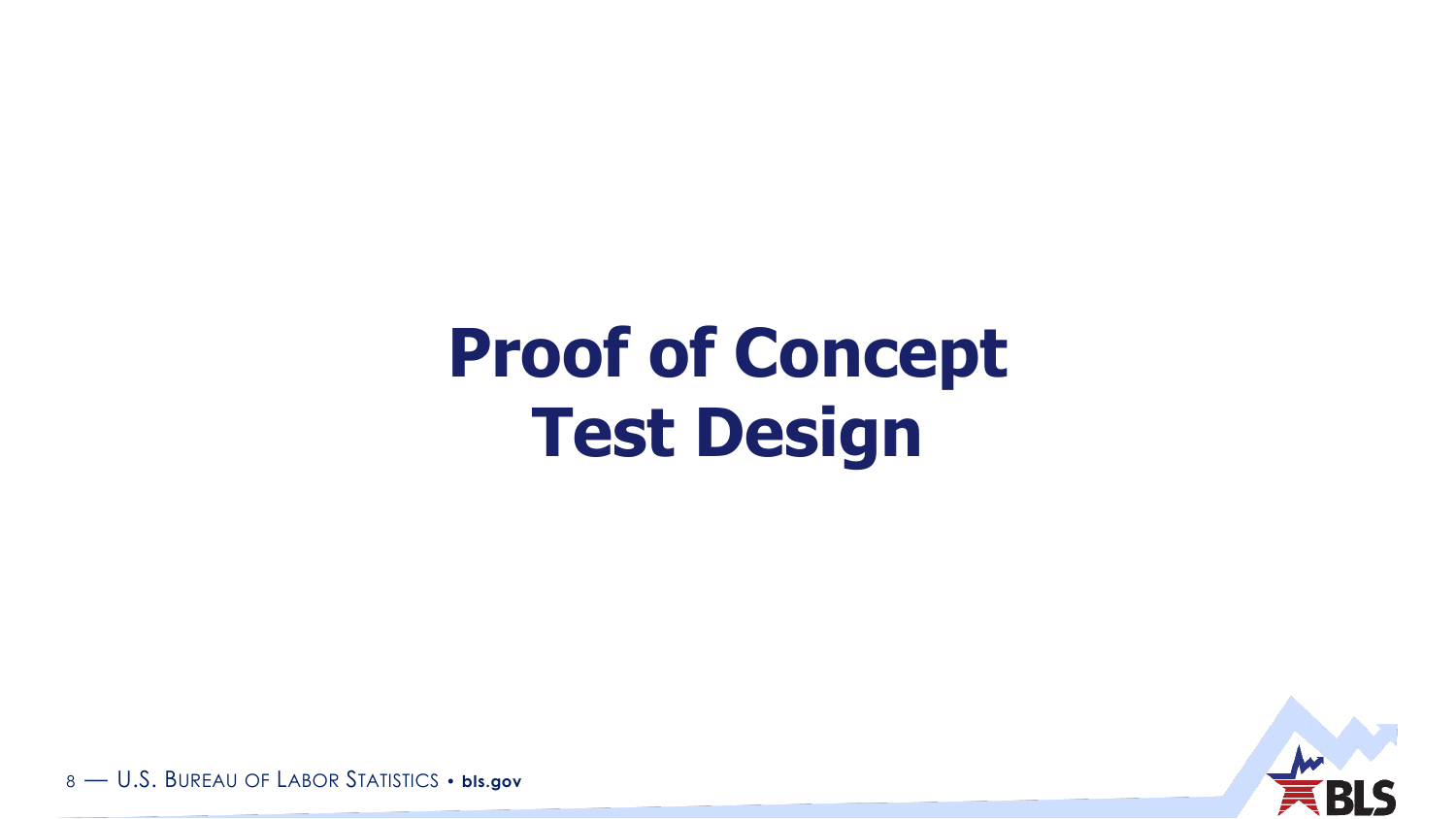# Proof of Concept Test Design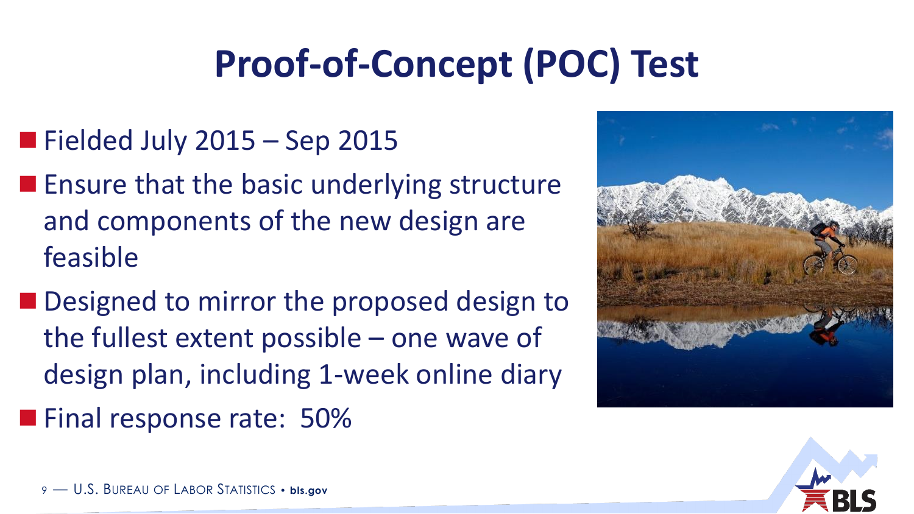# Proof-of-Concept (POC) Test

- Fielded July 2015 – Sep 2015
- Ensure that the basic underlying structure and components of the new design are feasible
- Designed to mirror the proposed design to the fullest extent possible – one wave of design plan, including 1-week online diary
- Final response rate: 50%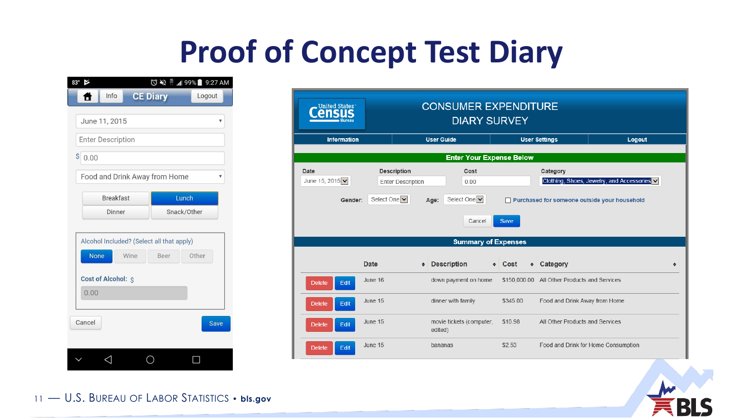# Proof of Concept Test Diary

83° | 9:27 AM | 99%

Info | **CE Diary** | Logout

June 11, 2015

Enter Description

$ 0.00

Food and Drink Away from Home

Breakfast | Lunch
Dinner | Snack/Other

Alcohol Included? (Select all that apply)

None | Wine | Beer | Other

**Cost of Alcohol:** $

0.00

Cancel | Save

---

United States Census Bureau

## CONSUMER EXPENDITURE DIARY SURVEY

Information | User Guide | User Settings | Logout

**Enter Your Expense Below**

| Date | Description | Cost | Category |
|---|---|---|---|
| June 15, 2015 | Enter Description | 0.00 | Clothing, Shoes, Jewelry, and Accessories |

**Gender:** Select One **Age:** Select One ☐ Purchased for someone outside your household

Cancel | Save

**Summary of Expenses**

| | Date | Description | Cost | Category |
|---|---|---|---|---|
| Delete Edit | June 16 | down payment on home | $150,000.00 | All Other Products and Services |
| Delete Edit | June 15 | dinner with family | $345.00 | Food and Drink Away from Home |
| Delete Edit | June 15 | movie tickets (computer, edited) | $10.98 | All Other Products and Services |
| Delete Edit | June 15 | bananas | $2.53 | Food and Drink for Home Consumption |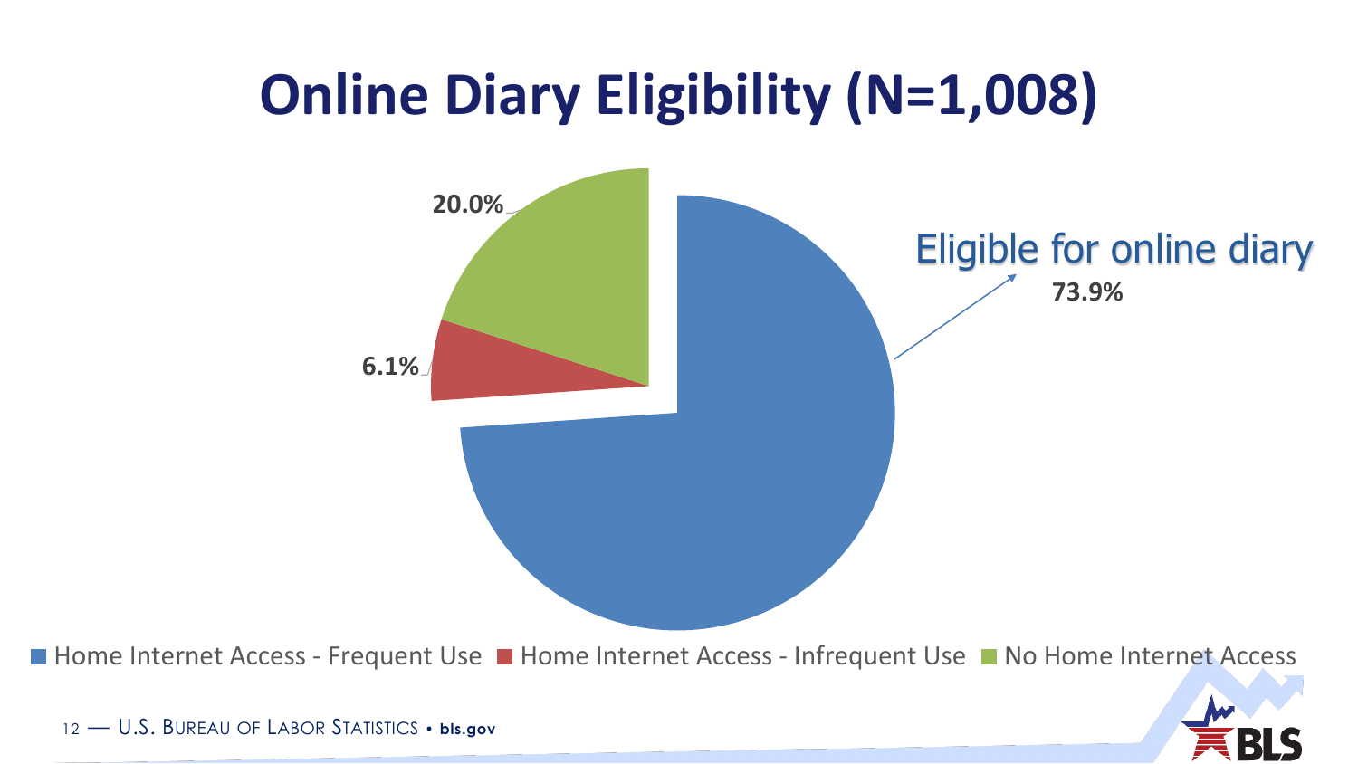# Online Diary Eligibility (N=1,008)

Eligible for online diary

73.9%

6.1%

20.0%

■ Home Internet Access - Frequent Use ■ Home Internet Access - Infrequent Use ■ No Home Internet Access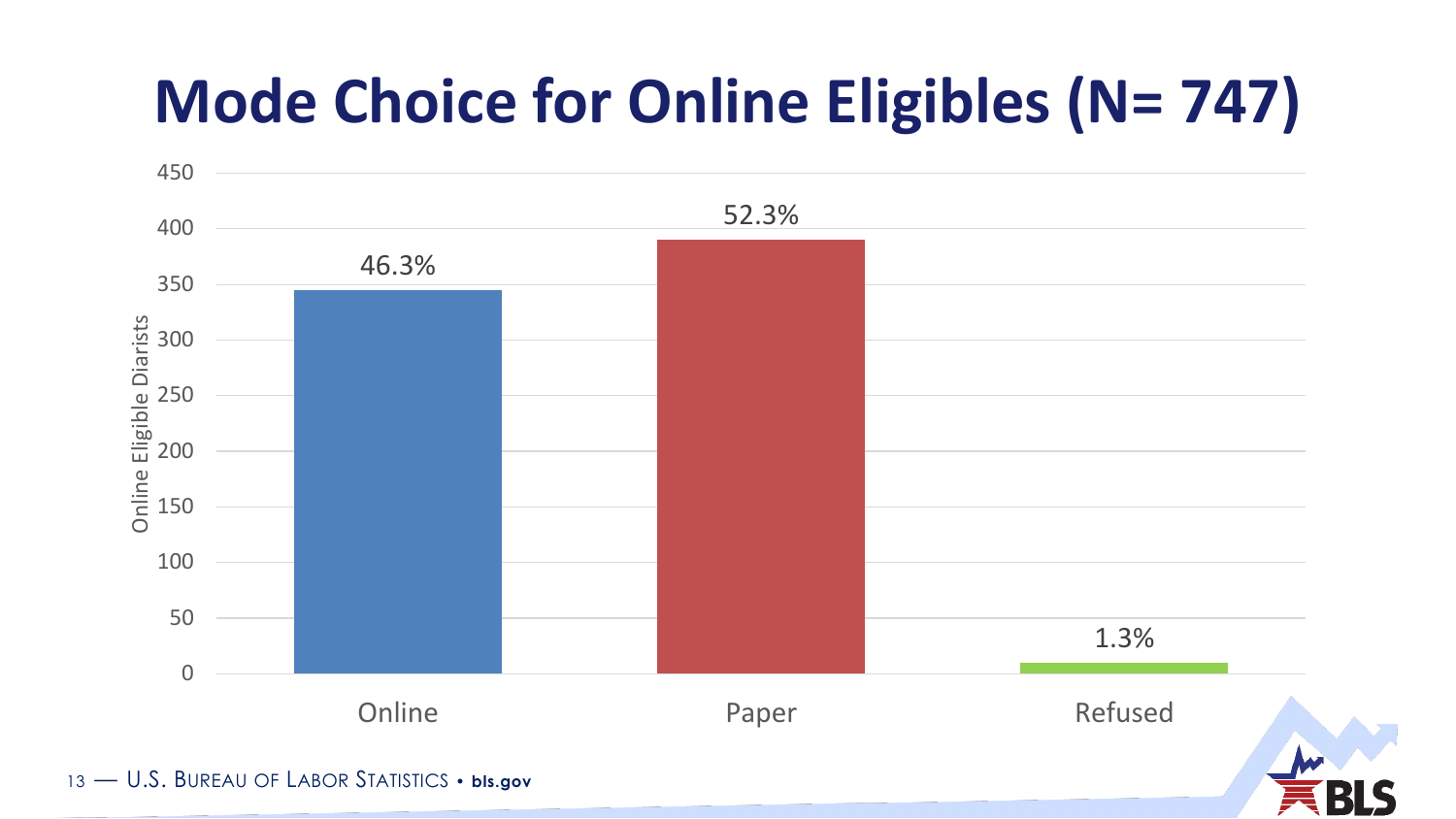# Mode Choice for Online Eligibles (N= 747)

| Mode | Percent |
| --- | --- |
| Online | 46.3% |
| Paper | 52.3% |
| Refused | 1.3% |

Online Eligible Diarists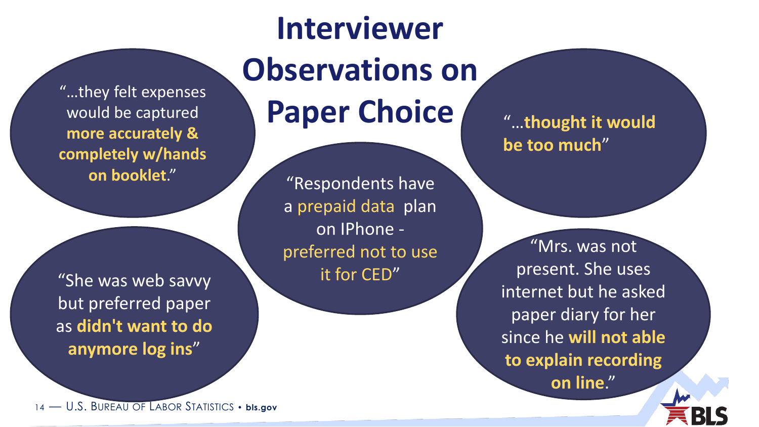# Interviewer Observations on Paper Choice

"…they felt expenses would be captured **more accurately & completely w/hands on booklet**."

"Respondents have a prepaid data plan on IPhone - preferred not to use it for CED"

"…**thought it would be too much**"

"She was web savvy but preferred paper as **didn't want to do anymore log ins**"

"Mrs. was not present. She uses internet but he asked paper diary for her since he **will not able to explain recording on line**."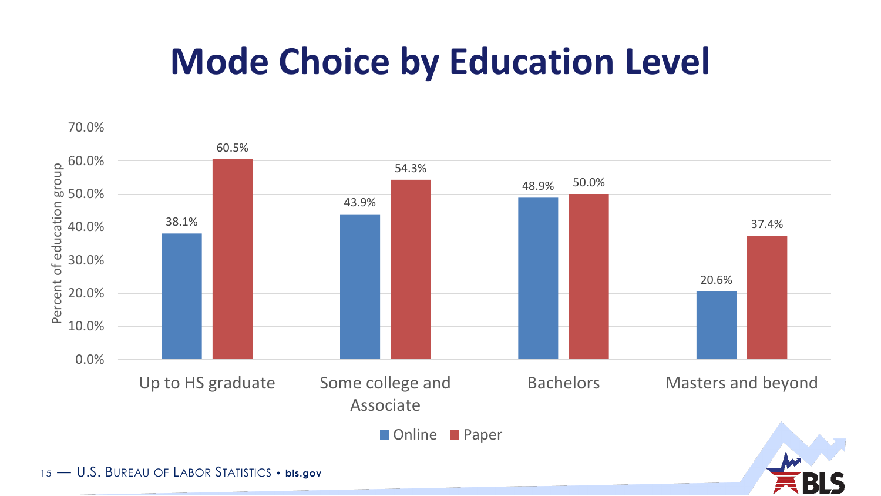# Mode Choice by Education Level

| Education level | Online | Paper |
|---|---|---|
| Up to HS graduate | 38.1% | 60.5% |
| Some college and Associate | 43.9% | 54.3% |
| Bachelors | 48.9% | 50.0% |
| Masters and beyond | 20.6% | 37.4% |

Y-axis: Percent of education group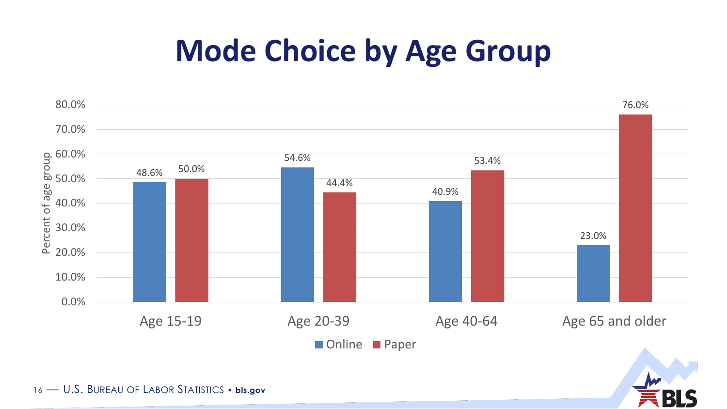# Mode Choice by Age Group

| Age group | Online | Paper |
| --- | --- | --- |
| Age 15-19 | 48.6% | 50.0% |
| Age 20-39 | 54.6% | 44.4% |
| Age 40-64 | 40.9% | 53.4% |
| Age 65 and older | 23.0% | 76.0% |

Percent of age group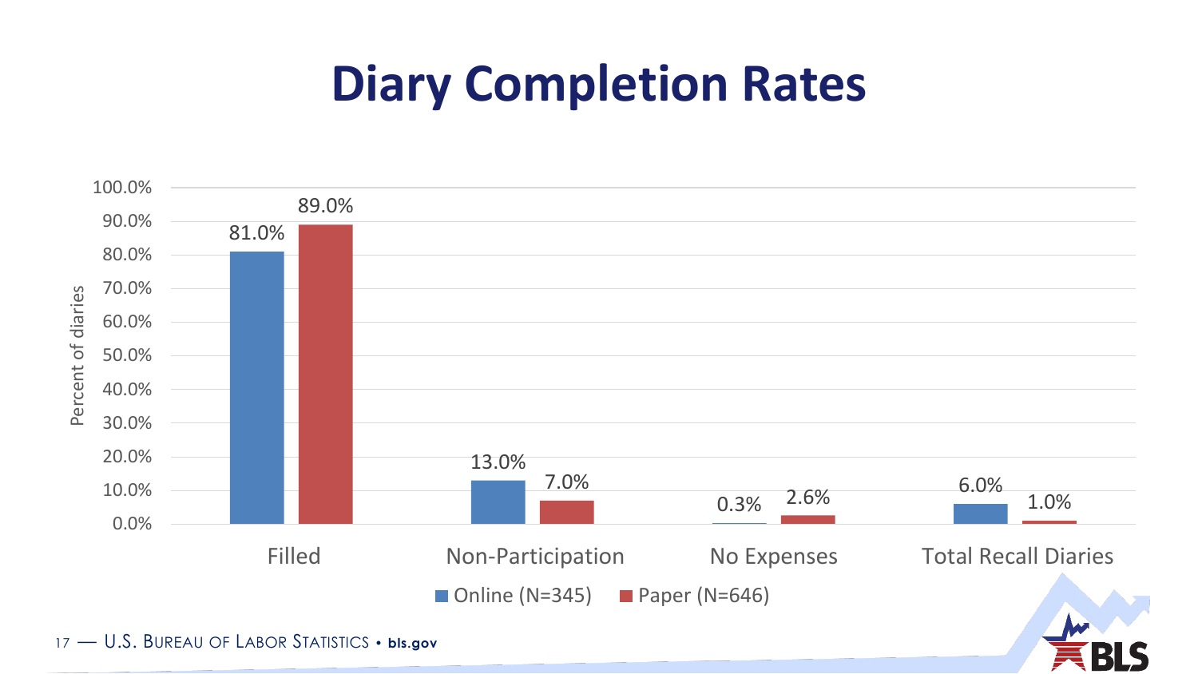# Diary Completion Rates

| | Online (N=345) | Paper (N=646) |
|---|---|---|
| Filled | 81.0% | 89.0% |
| Non-Participation | 13.0% | 7.0% |
| No Expenses | 0.3% | 2.6% |
| Total Recall Diaries | 6.0% | 1.0% |

Percent of diaries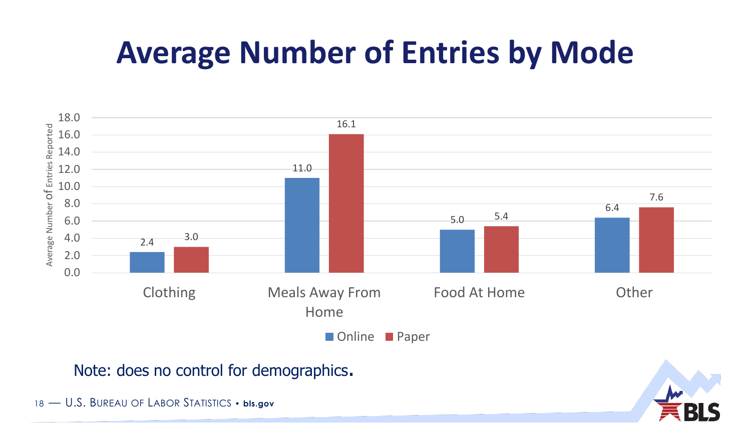# Average Number of Entries by Mode

| | Online | Paper |
|---|---|---|
| Clothing | 2.4 | 3.0 |
| Meals Away From Home | 11.0 | 16.1 |
| Food At Home | 5.0 | 5.4 |
| Other | 6.4 | 7.6 |

Average Number of Entries Reported

Note: does no control for demographics.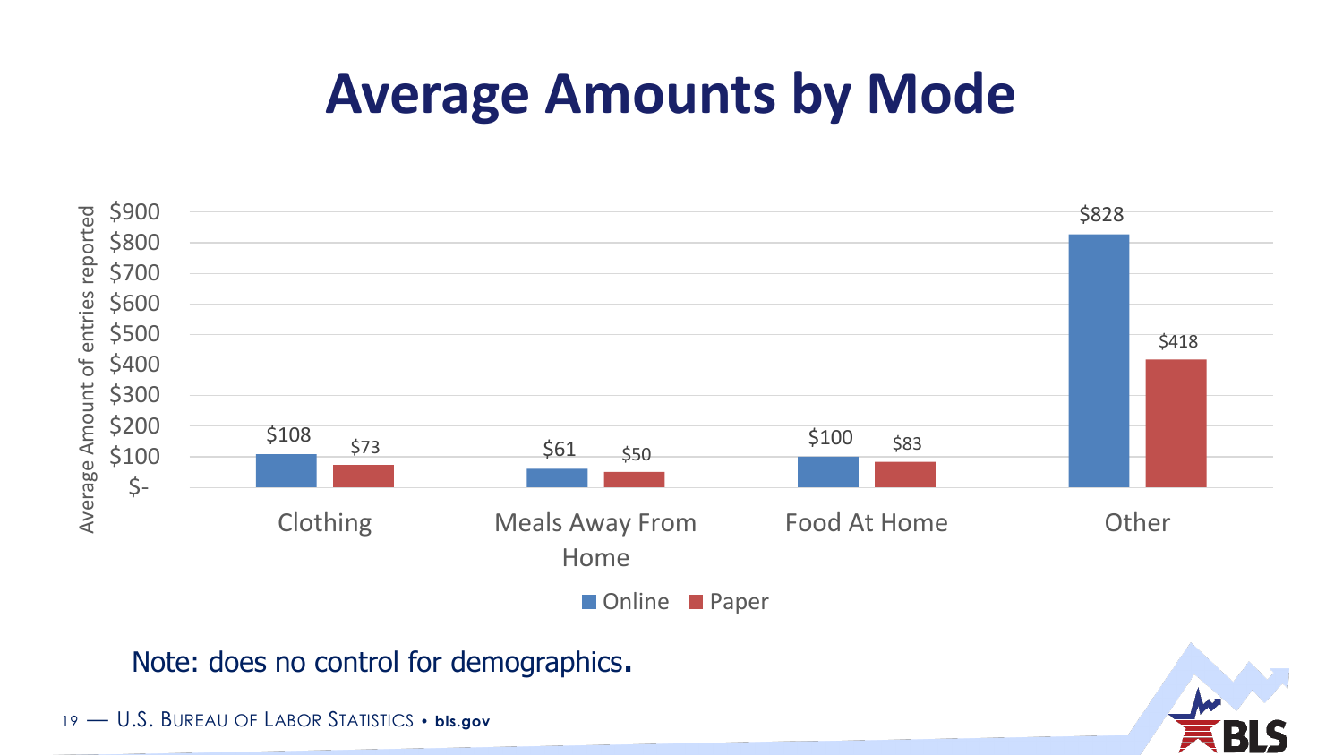# Average Amounts by Mode

| | Online | Paper |
|---|---|---|
| Clothing | $108 | $73 |
| Meals Away From Home | $61 | $50 |
| Food At Home | $100 | $83 |
| Other | $828 | $418 |

Average Amount of entries reported

Note: does no control for demographics.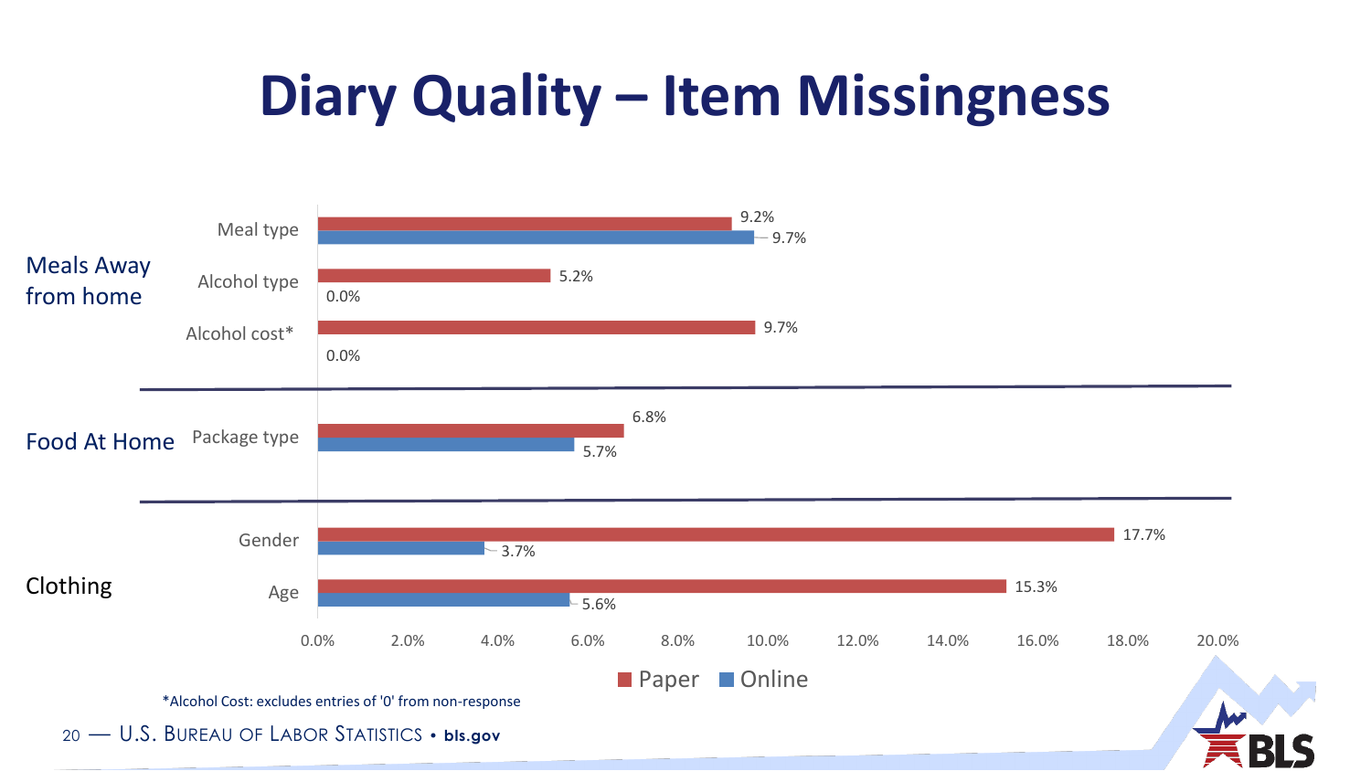# Diary Quality – Item Missingness

| Category | Item | Paper | Online |
| --- | --- | --- | --- |
| Meals Away from home | Meal type | 9.2% | 9.7% |
| | Alcohol type | 5.2% | 0.0% |
| | Alcohol cost* | 9.7% | 0.0% |
| Food At Home | Package type | 6.8% | 5.7% |
| Clothing | Gender | 17.7% | 3.7% |
| | Age | 15.3% | 5.6% |

*Alcohol Cost: excludes entries of '0' from non-response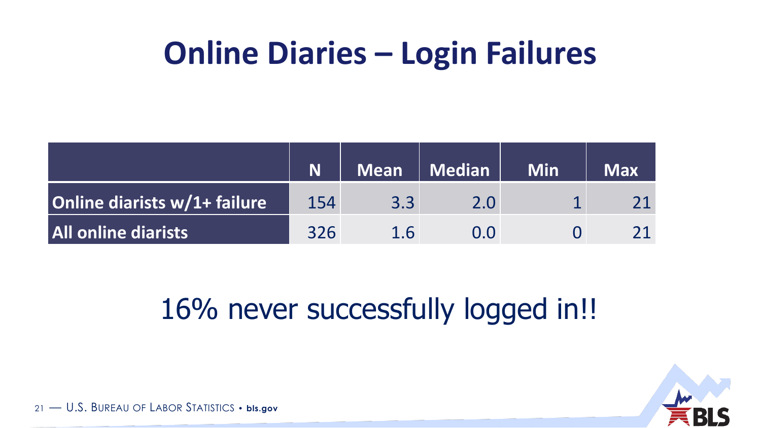# Online Diaries – Login Failures

| | N | Mean | Median | Min | Max |
|---|---|---|---|---|---|
| **Online diarists w/1+ failure** | 154 | 3.3 | 2.0 | 1 | 21 |
| **All online diarists** | 326 | 1.6 | 0.0 | 0 | 21 |

16% never successfully logged in!!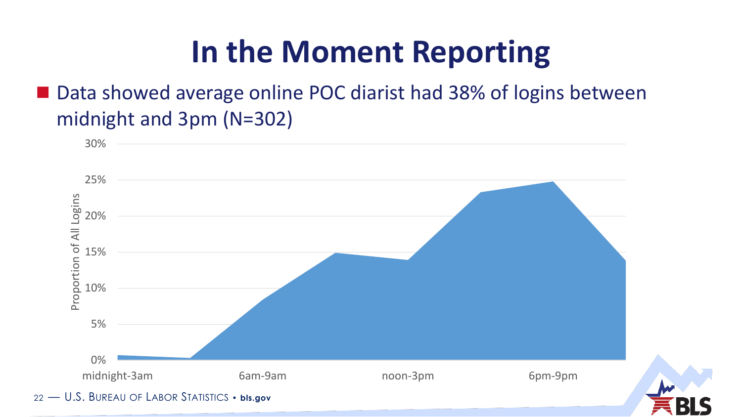# In the Moment Reporting

- Data showed average online POC diarist had 38% of logins between midnight and 3pm (N=302)

Proportion of All Logins

30%
25%
20%
15%
10%
5%
0%

midnight-3am    6am-9am    noon-3pm    6pm-9pm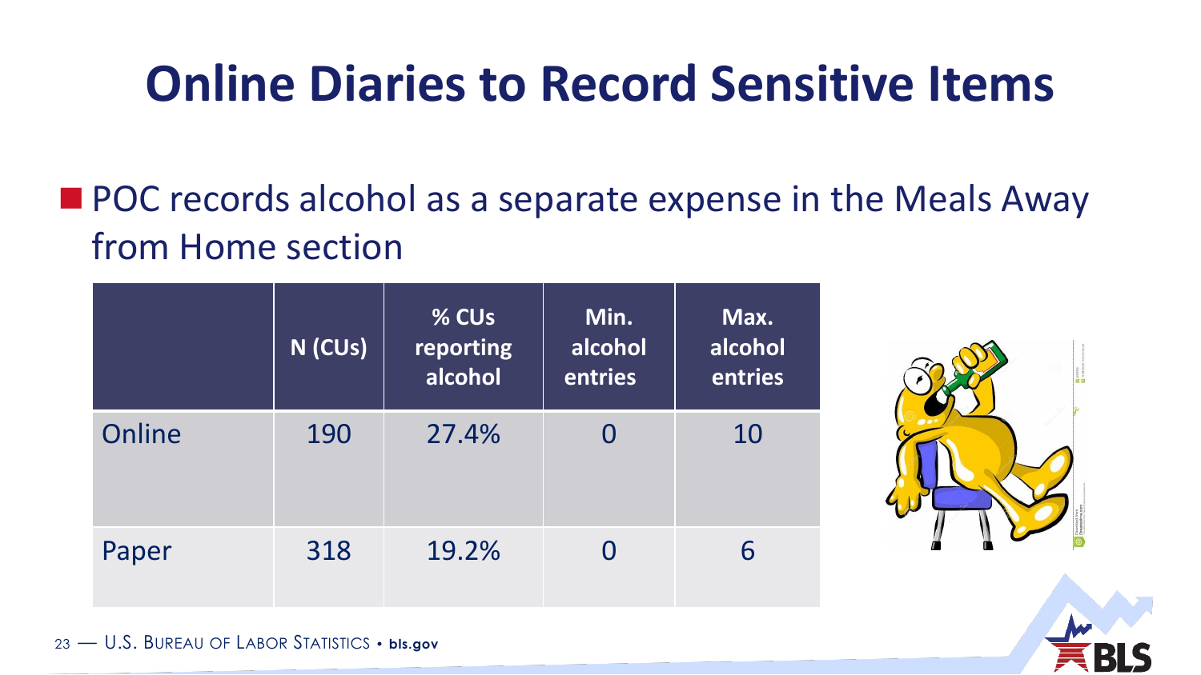# Online Diaries to Record Sensitive Items

- POC records alcohol as a separate expense in the Meals Away from Home section

| | N (CUs) | % CUs reporting alcohol | Min. alcohol entries | Max. alcohol entries |
|---|---|---|---|---|
| Online | 190 | 27.4% | 0 | 10 |
| Paper | 318 | 19.2% | 0 | 6 |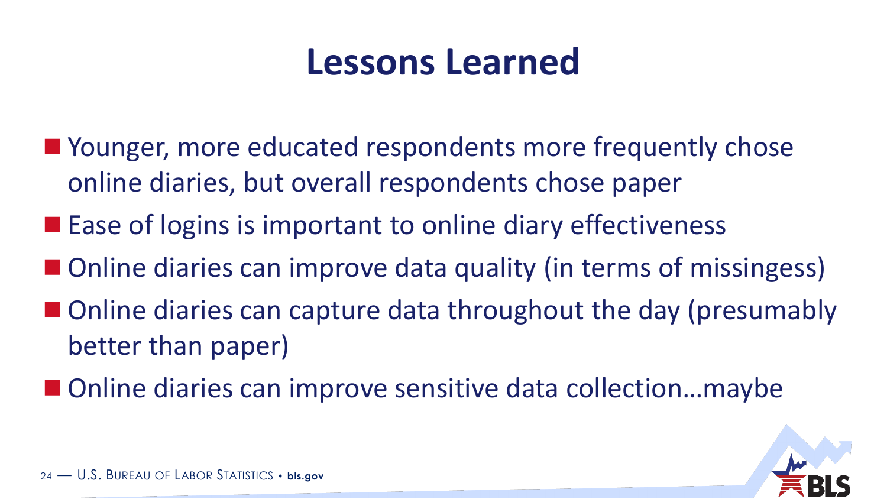# Lessons Learned

- Younger, more educated respondents more frequently chose online diaries, but overall respondents chose paper
- Ease of logins is important to online diary effectiveness
- Online diaries can improve data quality (in terms of missingess)
- Online diaries can capture data throughout the day (presumably better than paper)
- Online diaries can improve sensitive data collection…maybe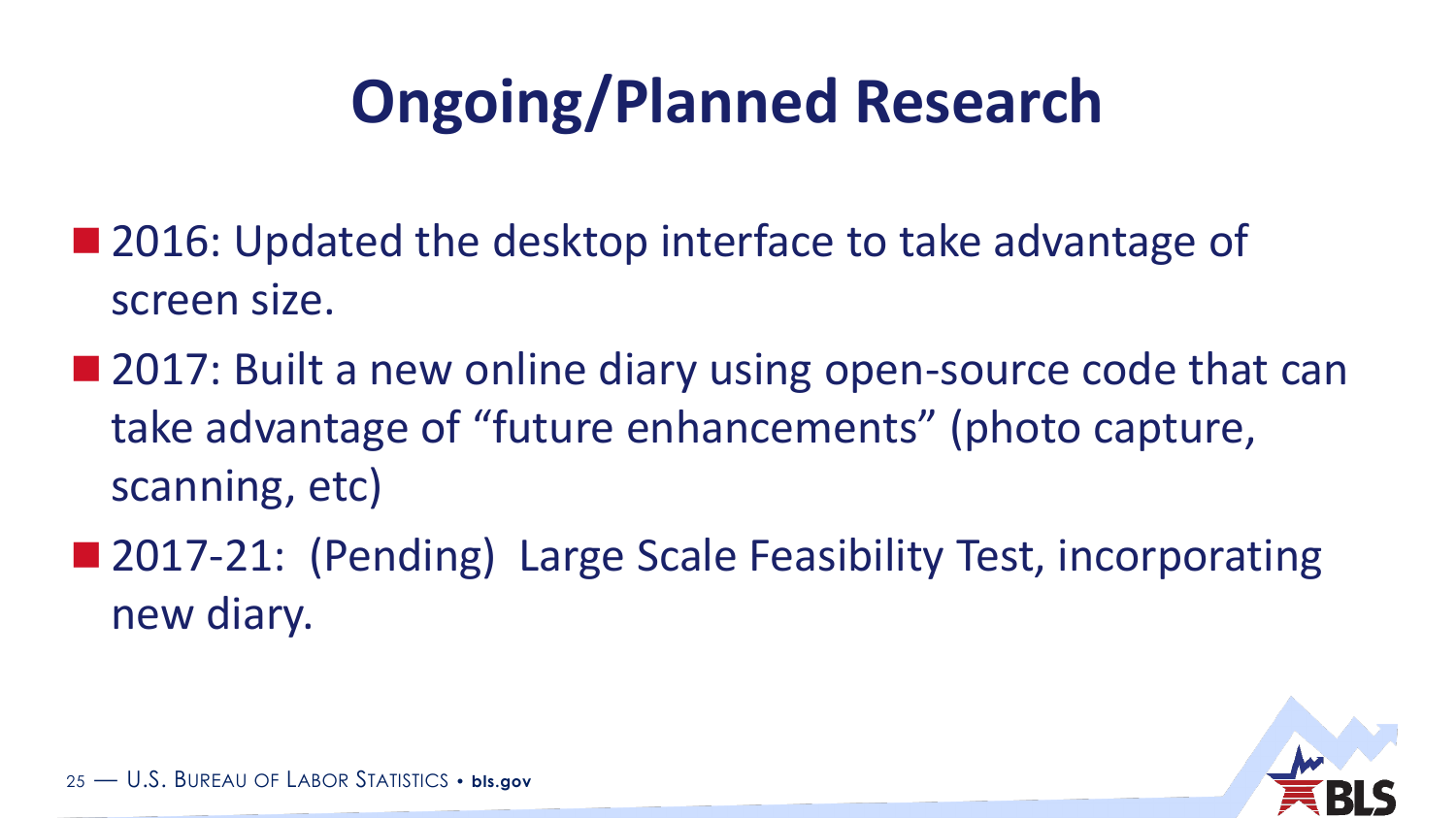# Ongoing/Planned Research

- 2016: Updated the desktop interface to take advantage of screen size.
- 2017: Built a new online diary using open-source code that can take advantage of "future enhancements" (photo capture, scanning, etc)
- 2017-21: (Pending) Large Scale Feasibility Test, incorporating new diary.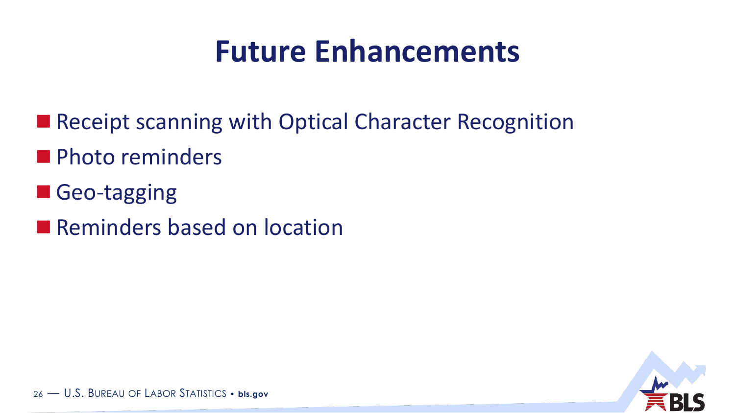# Future Enhancements

- Receipt scanning with Optical Character Recognition
- Photo reminders
- Geo-tagging
- Reminders based on location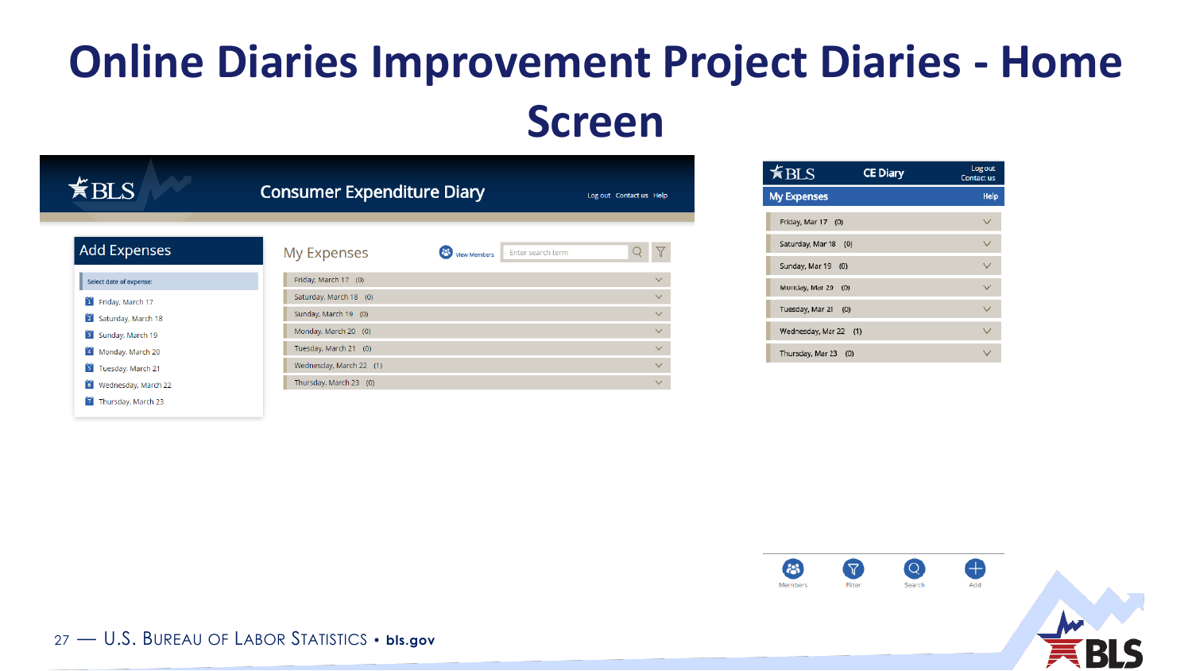# Online Diaries Improvement Project Diaries - Home Screen

**BLS** Consumer Expenditure Diary — Log out | Contact us | Help

## Add Expenses

Select date of expense:

- Friday, March 17
- Saturday, March 18
- Sunday, March 19
- Monday, March 20
- Tuesday, March 21
- Wednesday, March 22
- Thursday, March 23

## My Expenses

View Members | Enter search term

- Friday, March 17 (0)
- Saturday, March 18 (0)
- Sunday, March 19 (0)
- Monday, March 20 (0)
- Tuesday, March 21 (0)
- Wednesday, March 22 (1)
- Thursday, March 23 (0)

**BLS** CE Diary — Log out | Contact us

**My Expenses** — Help

- Friday, Mar 17 (0)
- Saturday, Mar 18 (0)
- Sunday, Mar 19 (0)
- Monday, Mar 20 (0)
- Tuesday, Mar 21 (0)
- Wednesday, Mar 22 (1)
- Thursday, Mar 23 (0)

Members | Filter | Search | Add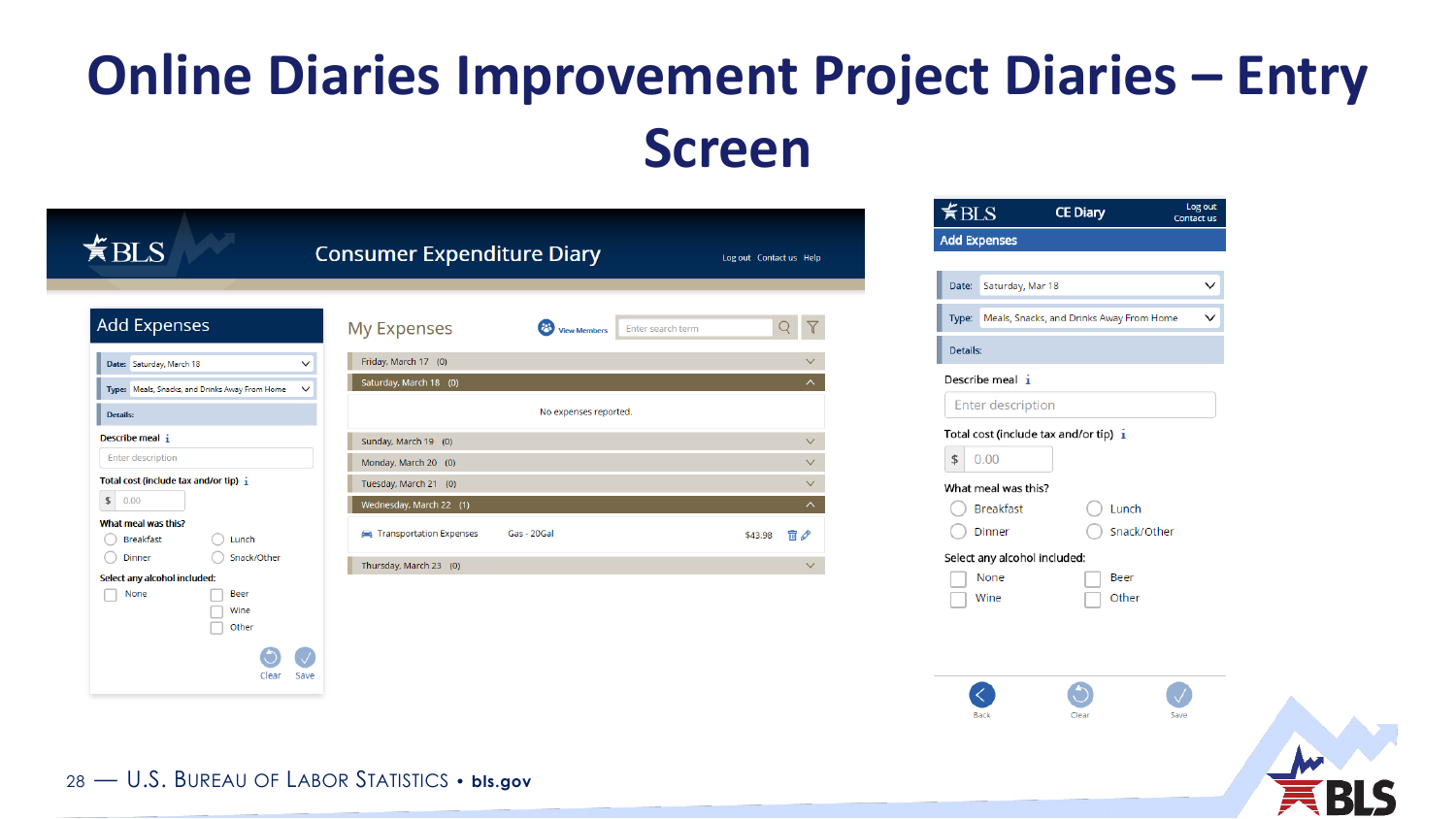# Online Diaries Improvement Project Diaries – Entry Screen

**BLS** | Consumer Expenditure Diary | Log out | Contact us | Help

## Add Expenses

Date: Saturday, March 18

Type: Meals, Snacks, and Drinks Away From Home

Details:

Describe meal

Enter description

Total cost (include tax and/or tip)

$ 0.00

What meal was this?

- Breakfast
- Lunch
- Dinner
- Snack/Other

Select any alcohol included:

- None
- Beer
- Wine
- Other

Clear | Save

## My Expenses

View Members | Enter search term

| | |
|---|---|
| Friday, March 17 (0) | |
| Saturday, March 18 (0) | |
| No expenses reported. | |
| Sunday, March 19 (0) | |
| Monday, March 20 (0) | |
| Tuesday, March 21 (0) | |
| Wednesday, March 22 (1) | |
| Transportation Expenses — Gas - 20Gal | $43.98 |
| Thursday, March 23 (0) | |

**BLS** | CE Diary | Log out | Contact us

## Add Expenses

Date: Saturday, Mar 18

Type: Meals, Snacks, and Drinks Away From Home

Details:

Describe meal

Enter description

Total cost (include tax and/or tip)

$ 0.00

What meal was this?

- Breakfast
- Lunch
- Dinner
- Snack/Other

Select any alcohol included:

- None
- Beer
- Wine
- Other

Back | Clear | Save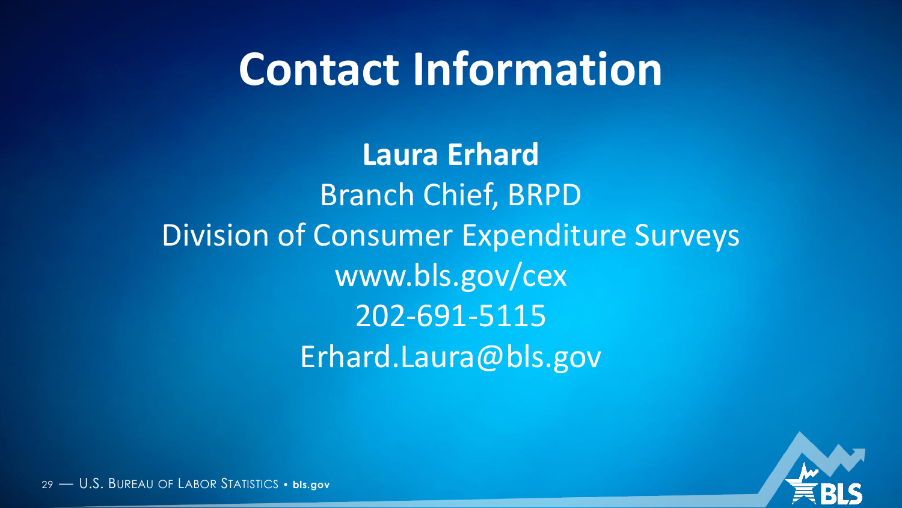# Contact Information

**Laura Erhard**

Branch Chief, BRPD

Division of Consumer Expenditure Surveys

www.bls.gov/cex

202-691-5115

Erhard.Laura@bls.gov